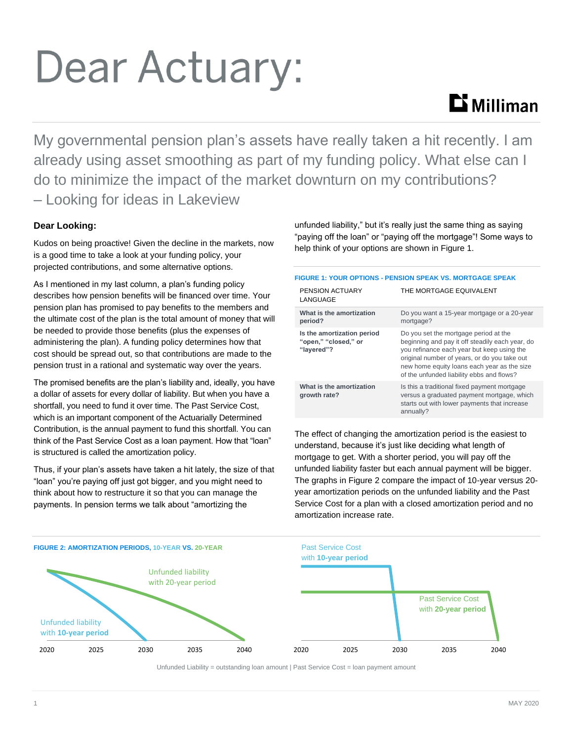# Dear Actuary:

Milliman

My governmental pension plan's assets have really taken a hit recently. I am already using asset smoothing as part of my funding policy. What else can I do to minimize the impact of the market downturn on my contributions?
– Looking for ideas in Lakeview

**Dear Looking:**

Kudos on being proactive! Given the decline in the markets, now is a good time to take a look at your funding policy, your projected contributions, and some alternative options.

As I mentioned in my last column, a plan's funding policy describes how pension benefits will be financed over time. Your pension plan has promised to pay benefits to the members and the ultimate cost of the plan is the total amount of money that will be needed to provide those benefits (plus the expenses of administering the plan). A funding policy determines how that cost should be spread out, so that contributions are made to the pension trust in a rational and systematic way over the years.

The promised benefits are the plan's liability and, ideally, you have a dollar of assets for every dollar of liability. But when you have a shortfall, you need to fund it over time. The Past Service Cost, which is an important component of the Actuarially Determined Contribution, is the annual payment to fund this shortfall. You can think of the Past Service Cost as a loan payment. How that "loan" is structured is called the amortization policy.

Thus, if your plan's assets have taken a hit lately, the size of that "loan" you're paying off just got bigger, and you might need to think about how to restructure it so that you can manage the payments. In pension terms we talk about "amortizing the unfunded liability," but it's really just the same thing as saying "paying off the loan" or "paying off the mortgage"! Some ways to help think of your options are shown in Figure 1.

**FIGURE 1: YOUR OPTIONS - PENSION SPEAK VS. MORTGAGE SPEAK**

| PENSION ACTUARY LANGUAGE | THE MORTGAGE EQUIVALENT |
|---|---|
| **What is the amortization period?** | Do you want a 15-year mortgage or a 20-year mortgage? |
| **Is the amortization period "open," "closed," or "layered"?** | Do you set the mortgage period at the beginning and pay it off steadily each year, do you refinance each year but keep using the original number of years, or do you take out new home equity loans each year as the size of the unfunded liability ebbs and flows? |
| **What is the amortization growth rate?** | Is this a traditional fixed payment mortgage versus a graduated payment mortgage, which starts out with lower payments that increase annually? |

The effect of changing the amortization period is the easiest to understand, because it's just like deciding what length of mortgage to get. With a shorter period, you will pay off the unfunded liability faster but each annual payment will be bigger. The graphs in Figure 2 compare the impact of 10-year versus 20-year amortization periods on the unfunded liability and the Past Service Cost for a plan with a closed amortization period and no amortization increase rate.

**FIGURE 2: AMORTIZATION PERIODS, 10-YEAR VS. 20-YEAR**

Unfunded Liability = outstanding loan amount | Past Service Cost = loan payment amount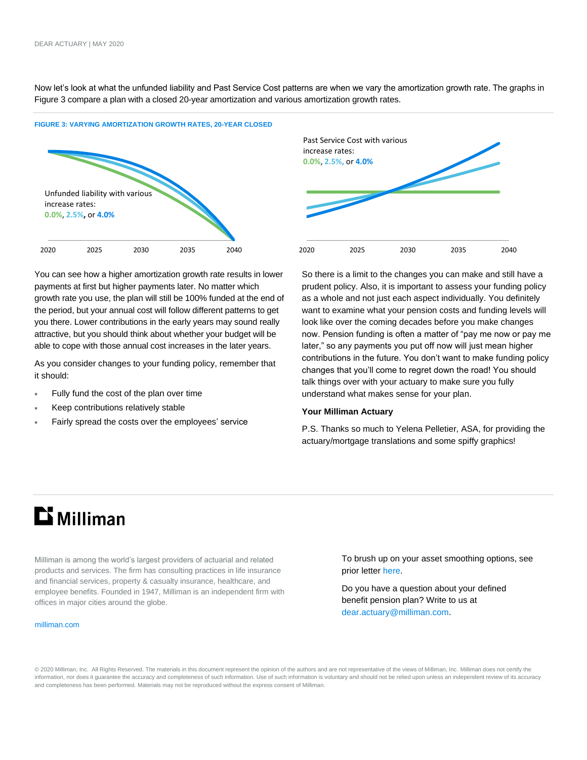Now let's look at what the unfunded liability and Past Service Cost patterns are when we vary the amortization growth rate. The graphs in Figure 3 compare a plan with a closed 20-year amortization and various amortization growth rates.

**FIGURE 3: VARYING AMORTIZATION GROWTH RATES, 20-YEAR CLOSED**

Unfunded liability with various increase rates:
0.0%, 2.5%, or 4.0%

2020 2025 2030 2035 2040

Past Service Cost with various increase rates:
0.0%, 2.5%, or 4.0%

2020 2025 2030 2035 2040

You can see how a higher amortization growth rate results in lower payments at first but higher payments later. No matter which growth rate you use, the plan will still be 100% funded at the end of the period, but your annual cost will follow different patterns to get you there. Lower contributions in the early years may sound really attractive, but you should think about whether your budget will be able to cope with those annual cost increases in the later years.

As you consider changes to your funding policy, remember that it should:

- Fully fund the cost of the plan over time
- Keep contributions relatively stable
- Fairly spread the costs over the employees' service

So there is a limit to the changes you can make and still have a prudent policy. Also, it is important to assess your funding policy as a whole and not just each aspect individually. You definitely want to examine what your pension costs and funding levels will look like over the coming decades before you make changes now. Pension funding is often a matter of "pay me now or pay me later," so any payments you put off now will just mean higher contributions in the future. You don't want to make funding policy changes that you'll come to regret down the road! You should talk things over with your actuary to make sure you fully understand what makes sense for your plan.

**Your Milliman Actuary**

P.S. Thanks so much to Yelena Pelletier, ASA, for providing the actuary/mortgage translations and some spiffy graphics!

Milliman

Milliman is among the world's largest providers of actuarial and related products and services. The firm has consulting practices in life insurance and financial services, property & casualty insurance, healthcare, and employee benefits. Founded in 1947, Milliman is an independent firm with offices in major cities around the globe.

milliman.com

To brush up on your asset smoothing options, see prior letter here.

Do you have a question about your defined benefit pension plan? Write to us at dear.actuary@milliman.com.

© 2020 Milliman, Inc. All Rights Reserved. The materials in this document represent the opinion of the authors and are not representative of the views of Milliman, Inc. Milliman does not certify the information, nor does it guarantee the accuracy and completeness of such information. Use of such information is voluntary and should not be relied upon unless an independent review of its accuracy and completeness has been performed. Materials may not be reproduced without the express consent of Milliman.